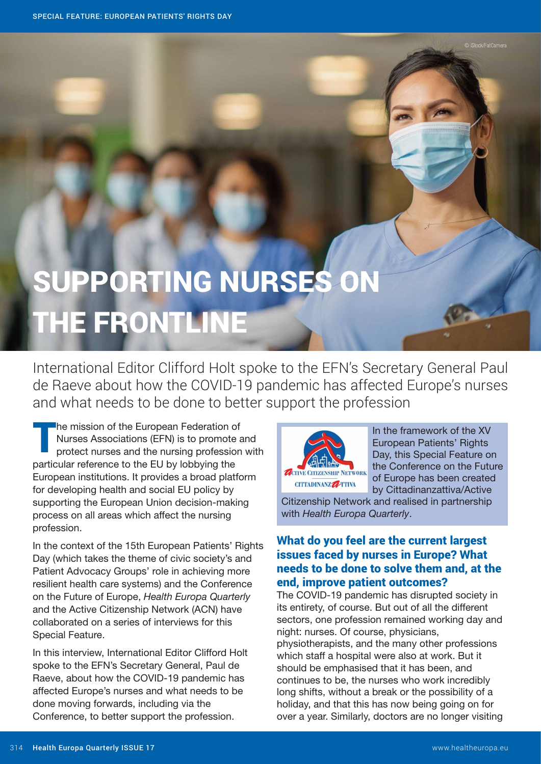# SUPPORTING NURSES ON THE FRONTLINE

International Editor Clifford Holt spoke to the EFN's Secretary General Paul de Raeve about how the COVID-19 pandemic has affected Europe's nurses and what needs to be done to better support the profession

The mission of the European Federation of Nurses Associations (EFN) is to promote and protect nurses and the nursing profession with particular reference to the EU by lobbying the European institutions. It provides a broad platform for developing health and social EU policy by supporting the European Union decision-making process on all areas which affect the nursing profession.

In the context of the 15th European Patients' Rights Day (which takes the theme of civic society's and Patient Advocacy Groups' role in achieving more resilient health care systems) and the Conference on the Future of Europe, *Health Europa Quarterly* and the Active Citizenship Network (ACN) have collaborated on a series of interviews for this Special Feature.

In this interview, International Editor Clifford Holt spoke to the EFN's Secretary General, Paul de Raeve, about how the COVID-19 pandemic has affected Europe's nurses and what needs to be done moving forwards, including via the Conference, to better support the profession.

In the framework of the XV European Patients' Rights Day, this Special Feature on the Conference on the Future of Europe has been created by Cittadinanzattiva/Active Citizenship Network and realised in partnership with *Health Europa Quarterly*.

### What do you feel are the current largest issues faced by nurses in Europe? What needs to be done to solve them and, at the end, improve patient outcomes?

The COVID-19 pandemic has disrupted society in its entirety, of course. But out of all the different sectors, one profession remained working day and night: nurses. Of course, physicians, physiotherapists, and the many other professions which staff a hospital were also at work. But it should be emphasised that it has been, and continues to be, the nurses who work incredibly long shifts, without a break or the possibility of a holiday, and that this has now being going on for over a year. Similarly, doctors are no longer visiting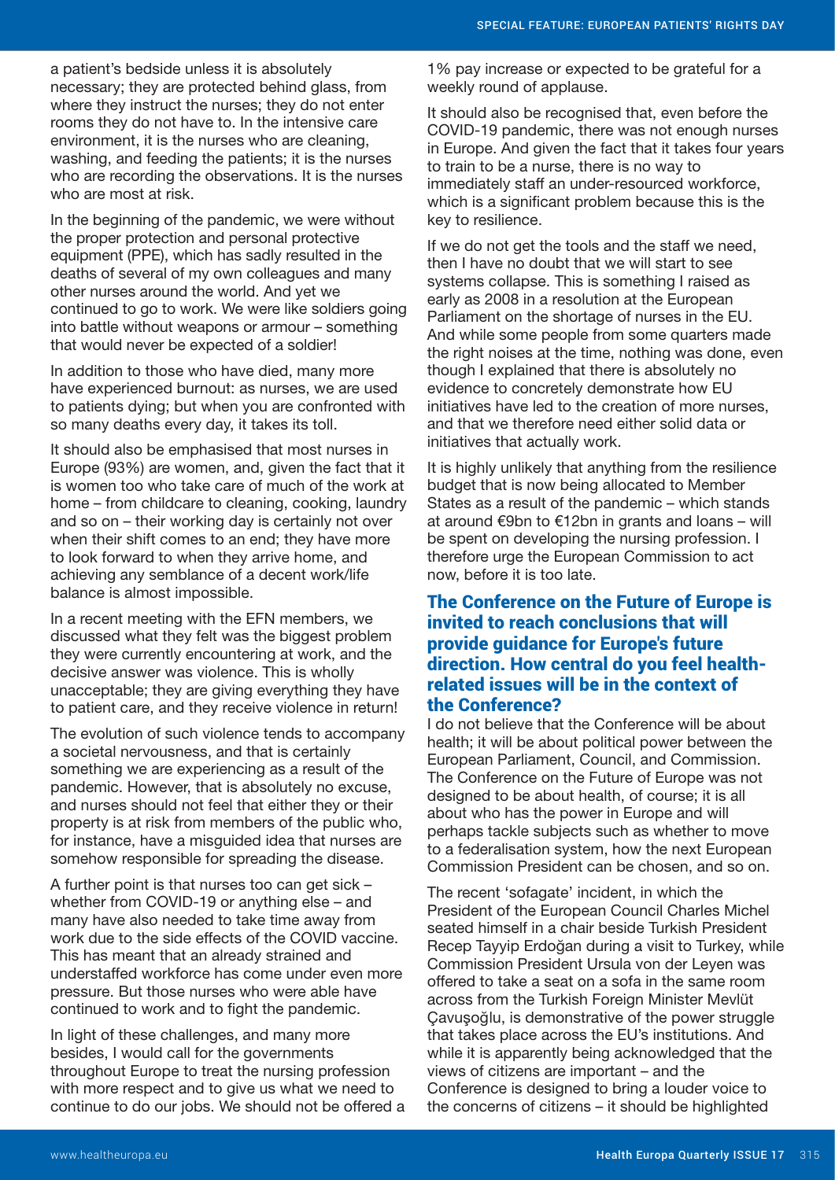a patient's bedside unless it is absolutely necessary; they are protected behind glass, from where they instruct the nurses; they do not enter rooms they do not have to. In the intensive care environment, it is the nurses who are cleaning, washing, and feeding the patients; it is the nurses who are recording the observations. It is the nurses who are most at risk.

In the beginning of the pandemic, we were without the proper protection and personal protective equipment (PPE), which has sadly resulted in the deaths of several of my own colleagues and many other nurses around the world. And yet we continued to go to work. We were like soldiers going into battle without weapons or armour – something that would never be expected of a soldier!

In addition to those who have died, many more have experienced burnout: as nurses, we are used to patients dying; but when you are confronted with so many deaths every day, it takes its toll.

It should also be emphasised that most nurses in Europe (93%) are women, and, given the fact that it is women too who take care of much of the work at home – from childcare to cleaning, cooking, laundry and so on – their working day is certainly not over when their shift comes to an end; they have more to look forward to when they arrive home, and achieving any semblance of a decent work/life balance is almost impossible.

In a recent meeting with the EFN members, we discussed what they felt was the biggest problem they were currently encountering at work, and the decisive answer was violence. This is wholly unacceptable; they are giving everything they have to patient care, and they receive violence in return!

The evolution of such violence tends to accompany a societal nervousness, and that is certainly something we are experiencing as a result of the pandemic. However, that is absolutely no excuse, and nurses should not feel that either they or their property is at risk from members of the public who, for instance, have a misguided idea that nurses are somehow responsible for spreading the disease.

A further point is that nurses too can get sick – whether from COVID-19 or anything else – and many have also needed to take time away from work due to the side effects of the COVID vaccine. This has meant that an already strained and understaffed workforce has come under even more pressure. But those nurses who were able have continued to work and to fight the pandemic.

In light of these challenges, and many more besides, I would call for the governments throughout Europe to treat the nursing profession with more respect and to give us what we need to continue to do our jobs. We should not be offered a 1% pay increase or expected to be grateful for a weekly round of applause.

It should also be recognised that, even before the COVID-19 pandemic, there was not enough nurses in Europe. And given the fact that it takes four years to train to be a nurse, there is no way to immediately staff an under-resourced workforce, which is a significant problem because this is the key to resilience.

If we do not get the tools and the staff we need, then I have no doubt that we will start to see systems collapse. This is something I raised as early as 2008 in a resolution at the European Parliament on the shortage of nurses in the EU. And while some people from some quarters made the right noises at the time, nothing was done, even though I explained that there is absolutely no evidence to concretely demonstrate how EU initiatives have led to the creation of more nurses, and that we therefore need either solid data or initiatives that actually work.

It is highly unlikely that anything from the resilience budget that is now being allocated to Member States as a result of the pandemic – which stands at around €9bn to €12bn in grants and loans – will be spent on developing the nursing profession. I therefore urge the European Commission to act now, before it is too late.

## The Conference on the Future of Europe is invited to reach conclusions that will provide guidance for Europe's future direction. How central do you feel health-related issues will be in the context of the Conference?

I do not believe that the Conference will be about health; it will be about political power between the European Parliament, Council, and Commission. The Conference on the Future of Europe was not designed to be about health, of course; it is all about who has the power in Europe and will perhaps tackle subjects such as whether to move to a federalisation system, how the next European Commission President can be chosen, and so on.

The recent 'sofagate' incident, in which the President of the European Council Charles Michel seated himself in a chair beside Turkish President Recep Tayyip Erdoğan during a visit to Turkey, while Commission President Ursula von der Leyen was offered to take a seat on a sofa in the same room across from the Turkish Foreign Minister Mevlüt Çavuşoğlu, is demonstrative of the power struggle that takes place across the EU's institutions. And while it is apparently being acknowledged that the views of citizens are important – and the Conference is designed to bring a louder voice to the concerns of citizens – it should be highlighted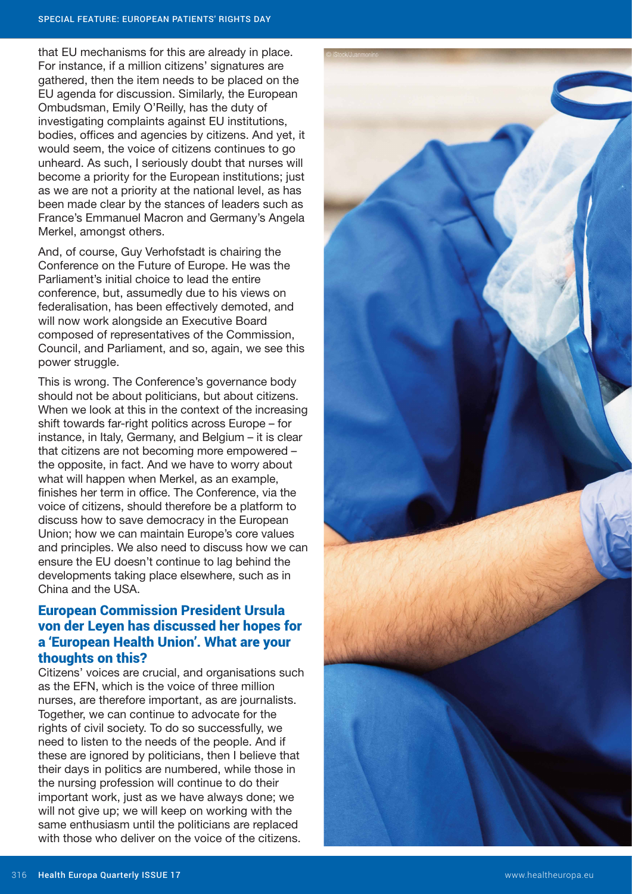that EU mechanisms for this are already in place. For instance, if a million citizens' signatures are gathered, then the item needs to be placed on the EU agenda for discussion. Similarly, the European Ombudsman, Emily O'Reilly, has the duty of investigating complaints against EU institutions, bodies, offices and agencies by citizens. And yet, it would seem, the voice of citizens continues to go unheard. As such, I seriously doubt that nurses will become a priority for the European institutions; just as we are not a priority at the national level, as has been made clear by the stances of leaders such as France's Emmanuel Macron and Germany's Angela Merkel, amongst others.

And, of course, Guy Verhofstadt is chairing the Conference on the Future of Europe. He was the Parliament's initial choice to lead the entire conference, but, assumedly due to his views on federalisation, has been effectively demoted, and will now work alongside an Executive Board composed of representatives of the Commission, Council, and Parliament, and so, again, we see this power struggle.

This is wrong. The Conference's governance body should not be about politicians, but about citizens. When we look at this in the context of the increasing shift towards far-right politics across Europe – for instance, in Italy, Germany, and Belgium – it is clear that citizens are not becoming more empowered – the opposite, in fact. And we have to worry about what will happen when Merkel, as an example, finishes her term in office. The Conference, via the voice of citizens, should therefore be a platform to discuss how to save democracy in the European Union; how we can maintain Europe's core values and principles. We also need to discuss how we can ensure the EU doesn't continue to lag behind the developments taking place elsewhere, such as in China and the USA.

## European Commission President Ursula von der Leyen has discussed her hopes for a 'European Health Union'. What are your thoughts on this?

Citizens' voices are crucial, and organisations such as the EFN, which is the voice of three million nurses, are therefore important, as are journalists. Together, we can continue to advocate for the rights of civil society. To do so successfully, we need to listen to the needs of the people. And if these are ignored by politicians, then I believe that their days in politics are numbered, while those in the nursing profession will continue to do their important work, just as we have always done; we will not give up; we will keep on working with the same enthusiasm until the politicians are replaced with those who deliver on the voice of the citizens.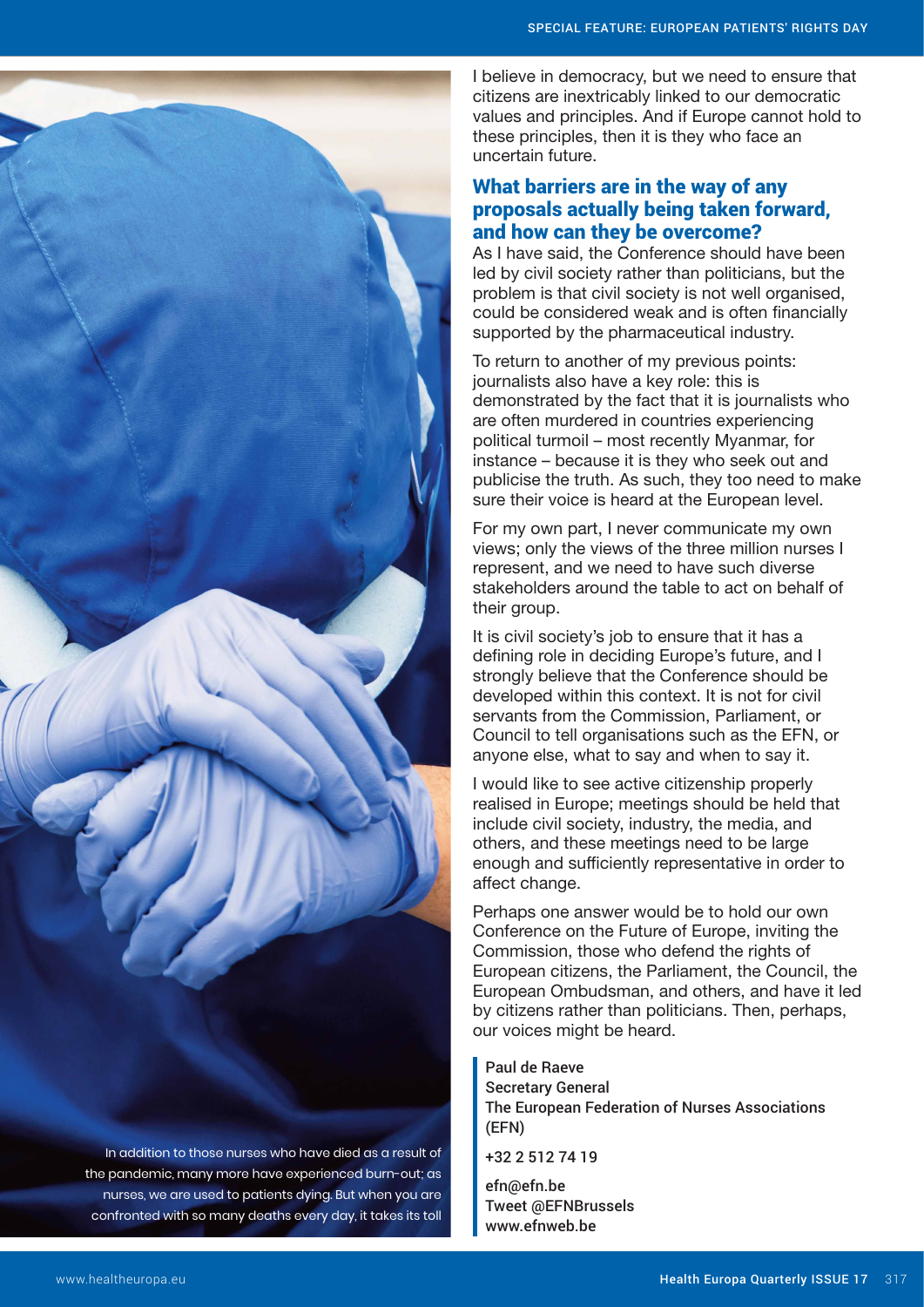I believe in democracy, but we need to ensure that citizens are inextricably linked to our democratic values and principles. And if Europe cannot hold to these principles, then it is they who face an uncertain future.

## What barriers are in the way of any proposals actually being taken forward, and how can they be overcome?

As I have said, the Conference should have been led by civil society rather than politicians, but the problem is that civil society is not well organised, could be considered weak and is often financially supported by the pharmaceutical industry.

To return to another of my previous points: journalists also have a key role: this is demonstrated by the fact that it is journalists who are often murdered in countries experiencing political turmoil – most recently Myanmar, for instance – because it is they who seek out and publicise the truth. As such, they too need to make sure their voice is heard at the European level.

For my own part, I never communicate my own views; only the views of the three million nurses I represent, and we need to have such diverse stakeholders around the table to act on behalf of their group.

It is civil society's job to ensure that it has a defining role in deciding Europe's future, and I strongly believe that the Conference should be developed within this context. It is not for civil servants from the Commission, Parliament, or Council to tell organisations such as the EFN, or anyone else, what to say and when to say it.

I would like to see active citizenship properly realised in Europe; meetings should be held that include civil society, industry, the media, and others, and these meetings need to be large enough and sufficiently representative in order to affect change.

Perhaps one answer would be to hold our own Conference on the Future of Europe, inviting the Commission, those who defend the rights of European citizens, the Parliament, the Council, the European Ombudsman, and others, and have it led by citizens rather than politicians. Then, perhaps, our voices might be heard.

**Paul de Raeve**
**Secretary General**
**The European Federation of Nurses Associations (EFN)**

**+32 2 512 74 19**

**efn@efn.be**
**Tweet @EFNBrussels**
**www.efnweb.be**

In addition to those nurses who have died as a result of the pandemic, many more have experienced burn-out; as nurses, we are used to patients dying. But when you are confronted with so many deaths every day, it takes its toll